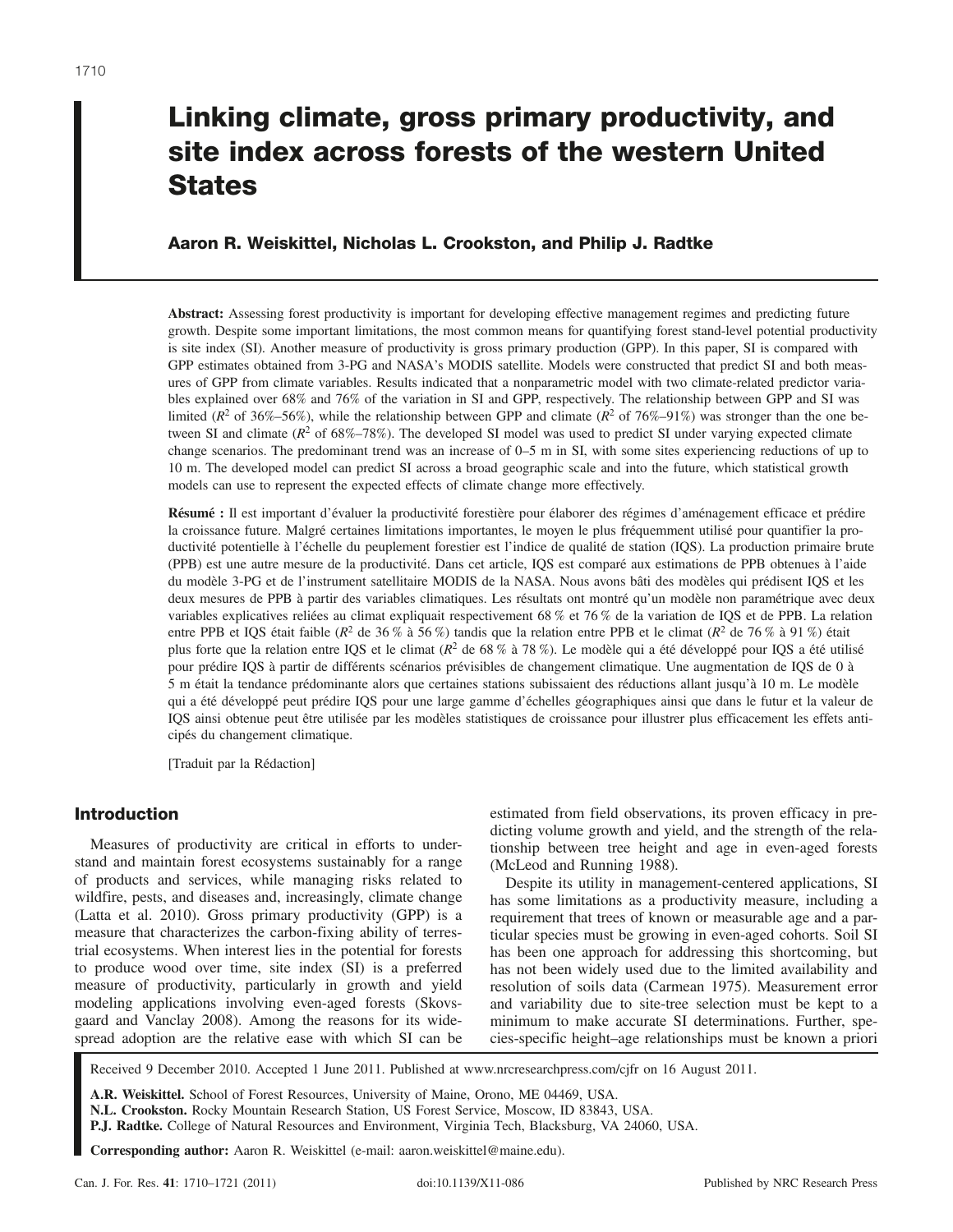# Linking climate, gross primary productivity, and site index across forests of the western United States

**Aaron R. Weiskittel, Nicholas L. Crookston, and Philip J. Radtke**

**Abstract:** Assessing forest productivity is important for developing effective management regimes and predicting future growth. Despite some important limitations, the most common means for quantifying forest stand-level potential productivity is site index (SI). Another measure of productivity is gross primary production (GPP). In this paper, SI is compared with GPP estimates obtained from 3-PG and NASA's MODIS satellite. Models were constructed that predict SI and both measures of GPP from climate variables. Results indicated that a nonparametric model with two climate-related predictor variables explained over 68% and 76% of the variation in SI and GPP, respectively. The relationship between GPP and SI was limited ($R^2$ of 36%–56%), while the relationship between GPP and climate ($R^2$ of 76%–91%) was stronger than the one between SI and climate ($R^2$ of 68%–78%). The developed SI model was used to predict SI under varying expected climate change scenarios. The predominant trend was an increase of 0–5 m in SI, with some sites experiencing reductions of up to 10 m. The developed model can predict SI across a broad geographic scale and into the future, which statistical growth models can use to represent the expected effects of climate change more effectively.

**Résumé :** Il est important d'évaluer la productivité forestière pour élaborer des régimes d'aménagement efficace et prédire la croissance future. Malgré certaines limitations importantes, le moyen le plus fréquemment utilisé pour quantifier la productivité potentielle à l'échelle du peuplement forestier est l'indice de qualité de station (IQS). La production primaire brute (PPB) est une autre mesure de la productivité. Dans cet article, IQS est comparé aux estimations de PPB obtenues à l'aide du modèle 3-PG et de l'instrument satellitaire MODIS de la NASA. Nous avons bâti des modèles qui prédisent IQS et les deux mesures de PPB à partir des variables climatiques. Les résultats ont montré qu'un modèle non paramétrique avec deux variables explicatives reliées au climat expliquait respectivement 68 % et 76 % de la variation de IQS et de PPB. La relation entre PPB et IQS était faible ($R^2$ de 36 % à 56 %) tandis que la relation entre PPB et le climat ($R^2$ de 76 % à 91 %) était plus forte que la relation entre IQS et le climat ($R^2$ de 68 % à 78 %). Le modèle qui a été développé pour IQS a été utilisé pour prédire IQS à partir de différents scénarios prévisibles de changement climatique. Une augmentation de IQS de 0 à 5 m était la tendance prédominante alors que certaines stations subissaient des réductions allant jusqu'à 10 m. Le modèle qui a été développé peut prédire IQS pour une large gamme d'échelles géographiques ainsi que dans le futur et la valeur de IQS ainsi obtenue peut être utilisée par les modèles statistiques de croissance pour illustrer plus efficacement les effets anticipés du changement climatique.

[Traduit par la Rédaction]

## Introduction

Measures of productivity are critical in efforts to understand and maintain forest ecosystems sustainably for a range of products and services, while managing risks related to wildfire, pests, and diseases and, increasingly, climate change (Latta et al. 2010). Gross primary productivity (GPP) is a measure that characterizes the carbon-fixing ability of terrestrial ecosystems. When interest lies in the potential for forests to produce wood over time, site index (SI) is a preferred measure of productivity, particularly in growth and yield modeling applications involving even-aged forests (Skovsgaard and Vanclay 2008). Among the reasons for its widespread adoption are the relative ease with which SI can be estimated from field observations, its proven efficacy in predicting volume growth and yield, and the strength of the relationship between tree height and age in even-aged forests (McLeod and Running 1988).

Despite its utility in management-centered applications, SI has some limitations as a productivity measure, including a requirement that trees of known or measurable age and a particular species must be growing in even-aged cohorts. Soil SI has been one approach for addressing this shortcoming, but has not been widely used due to the limited availability and resolution of soils data (Carmean 1975). Measurement error and variability due to site-tree selection must be kept to a minimum to make accurate SI determinations. Further, species-specific height–age relationships must be known a priori

Received 9 December 2010. Accepted 1 June 2011. Published at www.nrcresearchpress.com/cjfr on 16 August 2011.

**A.R. Weiskittel.** School of Forest Resources, University of Maine, Orono, ME 04469, USA.
**N.L. Crookston.** Rocky Mountain Research Station, US Forest Service, Moscow, ID 83843, USA.
**P.J. Radtke.** College of Natural Resources and Environment, Virginia Tech, Blacksburg, VA 24060, USA.

**Corresponding author:** Aaron R. Weiskittel (e-mail: aaron.weiskittel@maine.edu).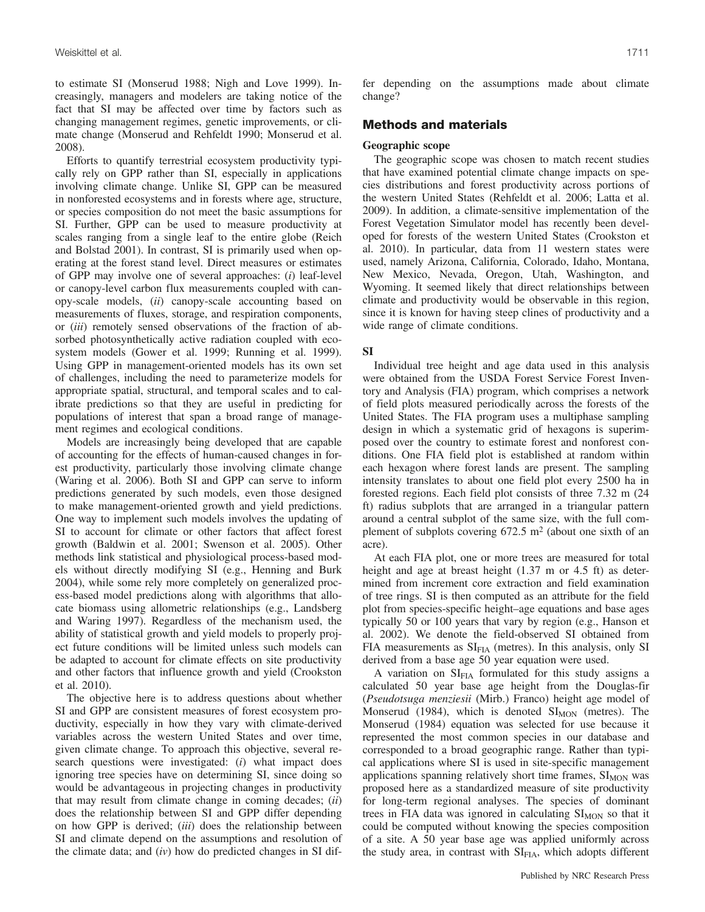to estimate SI (Monserud 1988; Nigh and Love 1999). Increasingly, managers and modelers are taking notice of the fact that SI may be affected over time by factors such as changing management regimes, genetic improvements, or climate change (Monserud and Rehfeldt 1990; Monserud et al. 2008).

Efforts to quantify terrestrial ecosystem productivity typically rely on GPP rather than SI, especially in applications involving climate change. Unlike SI, GPP can be measured in nonforested ecosystems and in forests where age, structure, or species composition do not meet the basic assumptions for SI. Further, GPP can be used to measure productivity at scales ranging from a single leaf to the entire globe (Reich and Bolstad 2001). In contrast, SI is primarily used when operating at the forest stand level. Direct measures or estimates of GPP may involve one of several approaches: (*i*) leaf-level or canopy-level carbon flux measurements coupled with canopy-scale models, (*ii*) canopy-scale accounting based on measurements of fluxes, storage, and respiration components, or (*iii*) remotely sensed observations of the fraction of absorbed photosynthetically active radiation coupled with ecosystem models (Gower et al. 1999; Running et al. 1999). Using GPP in management-oriented models has its own set of challenges, including the need to parameterize models for appropriate spatial, structural, and temporal scales and to calibrate predictions so that they are useful in predicting for populations of interest that span a broad range of management regimes and ecological conditions.

Models are increasingly being developed that are capable of accounting for the effects of human-caused changes in forest productivity, particularly those involving climate change (Waring et al. 2006). Both SI and GPP can serve to inform predictions generated by such models, even those designed to make management-oriented growth and yield predictions. One way to implement such models involves the updating of SI to account for climate or other factors that affect forest growth (Baldwin et al. 2001; Swenson et al. 2005). Other methods link statistical and physiological process-based models without directly modifying SI (e.g., Henning and Burk 2004), while some rely more completely on generalized process-based model predictions along with algorithms that allocate biomass using allometric relationships (e.g., Landsberg and Waring 1997). Regardless of the mechanism used, the ability of statistical growth and yield models to properly project future conditions will be limited unless such models can be adapted to account for climate effects on site productivity and other factors that influence growth and yield (Crookston et al. 2010).

The objective here is to address questions about whether SI and GPP are consistent measures of forest ecosystem productivity, especially in how they vary with climate-derived variables across the western United States and over time, given climate change. To approach this objective, several research questions were investigated: (*i*) what impact does ignoring tree species have on determining SI, since doing so would be advantageous in projecting changes in productivity that may result from climate change in coming decades; (*ii*) does the relationship between SI and GPP differ depending on how GPP is derived; (*iii*) does the relationship between SI and climate depend on the assumptions and resolution of the climate data; and (*iv*) how do predicted changes in SI differ depending on the assumptions made about climate change?

## Methods and materials

### Geographic scope

The geographic scope was chosen to match recent studies that have examined potential climate change impacts on species distributions and forest productivity across portions of the western United States (Rehfeldt et al. 2006; Latta et al. 2009). In addition, a climate-sensitive implementation of the Forest Vegetation Simulator model has recently been developed for forests of the western United States (Crookston et al. 2010). In particular, data from 11 western states were used, namely Arizona, California, Colorado, Idaho, Montana, New Mexico, Nevada, Oregon, Utah, Washington, and Wyoming. It seemed likely that direct relationships between climate and productivity would be observable in this region, since it is known for having steep clines of productivity and a wide range of climate conditions.

### SI

Individual tree height and age data used in this analysis were obtained from the USDA Forest Service Forest Inventory and Analysis (FIA) program, which comprises a network of field plots measured periodically across the forests of the United States. The FIA program uses a multiphase sampling design in which a systematic grid of hexagons is superimposed over the country to estimate forest and nonforest conditions. One FIA field plot is established at random within each hexagon where forest lands are present. The sampling intensity translates to about one field plot every 2500 ha in forested regions. Each field plot consists of three 7.32 m (24 ft) radius subplots that are arranged in a triangular pattern around a central subplot of the same size, with the full complement of subplots covering 672.5 $m^2$ (about one sixth of an acre).

At each FIA plot, one or more trees are measured for total height and age at breast height (1.37 m or 4.5 ft) as determined from increment core extraction and field examination of tree rings. SI is then computed as an attribute for the field plot from species-specific height–age equations and base ages typically 50 or 100 years that vary by region (e.g., Hanson et al. 2002). We denote the field-observed SI obtained from FIA measurements as $SI_{FIA}$ (metres). In this analysis, only SI derived from a base age 50 year equation were used.

A variation on $SI_{FIA}$ formulated for this study assigns a calculated 50 year base age height from the Douglas-fir (*Pseudotsuga menziesii* (Mirb.) Franco) height age model of Monserud (1984), which is denoted $SI_{MON}$ (metres). The Monserud (1984) equation was selected for use because it represented the most common species in our database and corresponded to a broad geographic range. Rather than typical applications where SI is used in site-specific management applications spanning relatively short time frames, $SI_{MON}$ was proposed here as a standardized measure of site productivity for long-term regional analyses. The species of dominant trees in FIA data was ignored in calculating $SI_{MON}$ so that it could be computed without knowing the species composition of a site. A 50 year base age was applied uniformly across the study area, in contrast with $SI_{FIA}$, which adopts different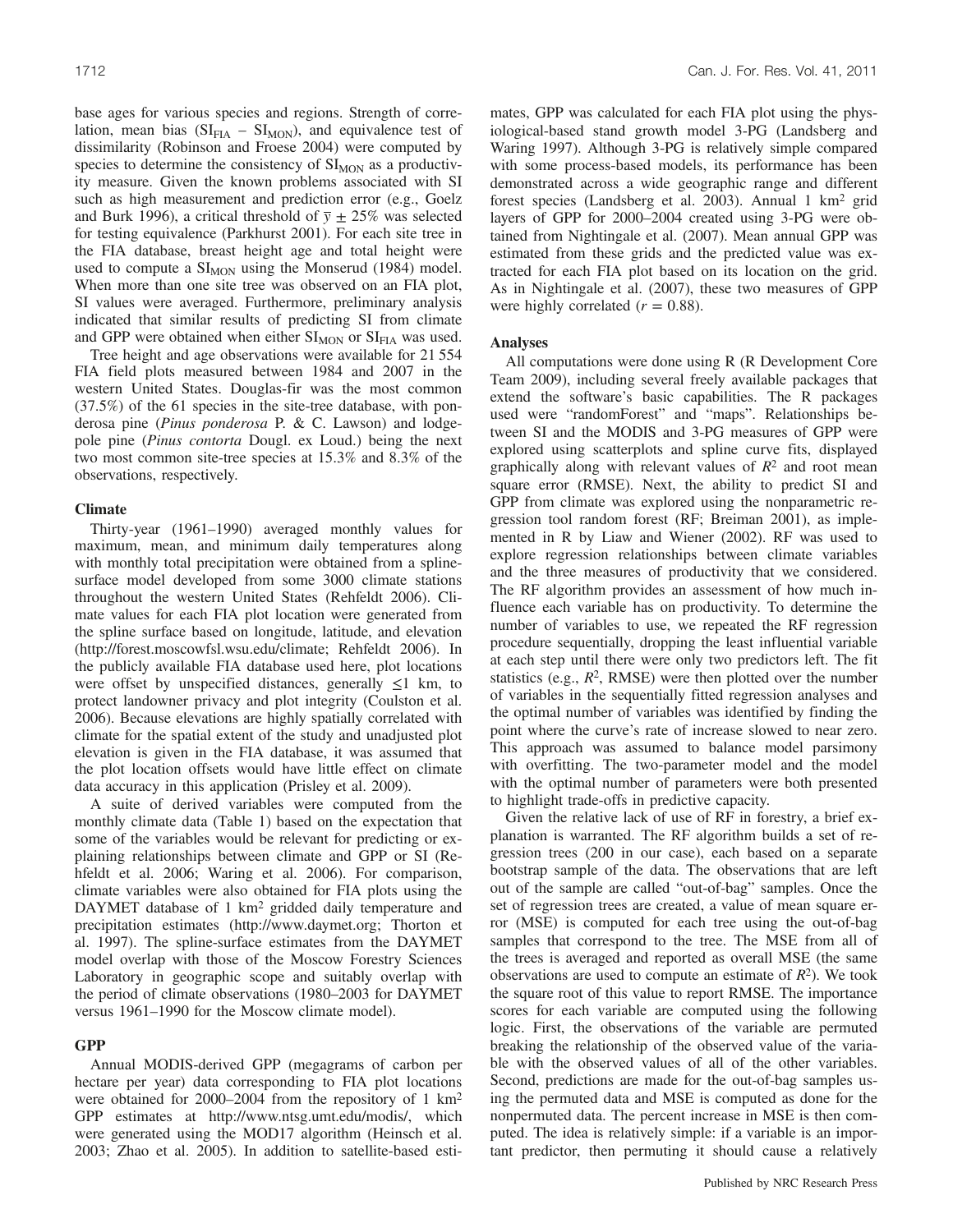base ages for various species and regions. Strength of correlation, mean bias ($SI_{FIA} - SI_{MON}$), and equivalence test of dissimilarity (Robinson and Froese 2004) were computed by species to determine the consistency of $SI_{MON}$ as a productivity measure. Given the known problems associated with SI such as high measurement and prediction error (e.g., Goelz and Burk 1996), a critical threshold of $\bar{y} \pm 25\%$ was selected for testing equivalence (Parkhurst 2001). For each site tree in the FIA database, breast height age and total height were used to compute a $SI_{MON}$ using the Monserud (1984) model. When more than one site tree was observed on an FIA plot, SI values were averaged. Furthermore, preliminary analysis indicated that similar results of predicting SI from climate and GPP were obtained when either $SI_{MON}$ or $SI_{FIA}$ was used.

Tree height and age observations were available for 21 554 FIA field plots measured between 1984 and 2007 in the western United States. Douglas-fir was the most common (37.5%) of the 61 species in the site-tree database, with ponderosa pine (*Pinus ponderosa* P. & C. Lawson) and lodgepole pine (*Pinus contorta* Dougl. ex Loud.) being the next two most common site-tree species at 15.3% and 8.3% of the observations, respectively.

### Climate

Thirty-year (1961–1990) averaged monthly values for maximum, mean, and minimum daily temperatures along with monthly total precipitation were obtained from a spline-surface model developed from some 3000 climate stations throughout the western United States (Rehfeldt 2006). Climate values for each FIA plot location were generated from the spline surface based on longitude, latitude, and elevation (http://forest.moscowfsl.wsu.edu/climate; Rehfeldt 2006). In the publicly available FIA database used here, plot locations were offset by unspecified distances, generally ≤1 km, to protect landowner privacy and plot integrity (Coulston et al. 2006). Because elevations are highly spatially correlated with climate for the spatial extent of the study and unadjusted plot elevation is given in the FIA database, it was assumed that the plot location offsets would have little effect on climate data accuracy in this application (Prisley et al. 2009).

A suite of derived variables were computed from the monthly climate data (Table 1) based on the expectation that some of the variables would be relevant for predicting or explaining relationships between climate and GPP or SI (Rehfeldt et al. 2006; Waring et al. 2006). For comparison, climate variables were also obtained for FIA plots using the DAYMET database of 1 $km^2$ gridded daily temperature and precipitation estimates (http://www.daymet.org; Thorton et al. 1997). The spline-surface estimates from the DAYMET model overlap with those of the Moscow Forestry Sciences Laboratory in geographic scope and suitably overlap with the period of climate observations (1980–2003 for DAYMET versus 1961–1990 for the Moscow climate model).

### GPP

Annual MODIS-derived GPP (megagrams of carbon per hectare per year) data corresponding to FIA plot locations were obtained for 2000–2004 from the repository of 1 $km^2$ GPP estimates at http://www.ntsg.umt.edu/modis/, which were generated using the MOD17 algorithm (Heinsch et al. 2003; Zhao et al. 2005). In addition to satellite-based estimates, GPP was calculated for each FIA plot using the physiological-based stand growth model 3-PG (Landsberg and Waring 1997). Although 3-PG is relatively simple compared with some process-based models, its performance has been demonstrated across a wide geographic range and different forest species (Landsberg et al. 2003). Annual 1 $km^2$ grid layers of GPP for 2000–2004 created using 3-PG were obtained from Nightingale et al. (2007). Mean annual GPP was estimated from these grids and the predicted value was extracted for each FIA plot based on its location on the grid. As in Nightingale et al. (2007), these two measures of GPP were highly correlated ($r = 0.88$).

### Analyses

All computations were done using R (R Development Core Team 2009), including several freely available packages that extend the software's basic capabilities. The R packages used were "randomForest" and "maps". Relationships between SI and the MODIS and 3-PG measures of GPP were explored using scatterplots and spline curve fits, displayed graphically along with relevant values of $R^2$ and root mean square error (RMSE). Next, the ability to predict SI and GPP from climate was explored using the nonparametric regression tool random forest (RF; Breiman 2001), as implemented in R by Liaw and Wiener (2002). RF was used to explore regression relationships between climate variables and the three measures of productivity that we considered. The RF algorithm provides an assessment of how much influence each variable has on productivity. To determine the number of variables to use, we repeated the RF regression procedure sequentially, dropping the least influential variable at each step until there were only two predictors left. The fit statistics (e.g., $R^2$, RMSE) were then plotted over the number of variables in the sequentially fitted regression analyses and the optimal number of variables was identified by finding the point where the curve's rate of increase slowed to near zero. This approach was assumed to balance model parsimony with overfitting. The two-parameter model and the model with the optimal number of parameters were both presented to highlight trade-offs in predictive capacity.

Given the relative lack of use of RF in forestry, a brief explanation is warranted. The RF algorithm builds a set of regression trees (200 in our case), each based on a separate bootstrap sample of the data. The observations that are left out of the sample are called "out-of-bag" samples. Once the set of regression trees are created, a value of mean square error (MSE) is computed for each tree using the out-of-bag samples that correspond to the tree. The MSE from all of the trees is averaged and reported as overall MSE (the same observations are used to compute an estimate of $R^2$). We took the square root of this value to report RMSE. The importance scores for each variable are computed using the following logic. First, the observations of the variable are permuted breaking the relationship of the observed value of the variable with the observed values of all of the other variables. Second, predictions are made for the out-of-bag samples using the permuted data and MSE is computed as done for the nonpermuted data. The percent increase in MSE is then computed. The idea is relatively simple: if a variable is an important predictor, then permuting it should cause a relatively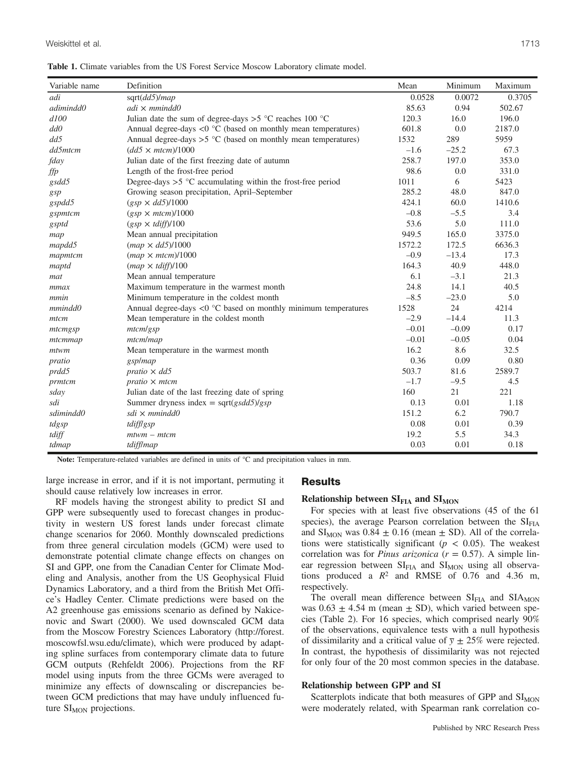**Table 1.** Climate variables from the US Forest Service Moscow Laboratory climate model.

| Variable name | Definition | Mean | Minimum | Maximum |
|---|---|---|---|---|
| *adi* | sqrt(*dd5*)/*map* | 0.0528 | 0.0072 | 0.3705 |
| *adimindd0* | *adi* × *mmindd0* | 85.63 | 0.94 | 502.67 |
| *d100* | Julian date the sum of degree-days >5 °C reaches 100 °C | 120.3 | 16.0 | 196.0 |
| *dd0* | Annual degree-days <0 °C (based on monthly mean temperatures) | 601.8 | 0.0 | 2187.0 |
| *dd5* | Annual degree-days >5 °C (based on monthly mean temperatures) | 1532 | 289 | 5959 |
| *dd5mtcm* | (*dd5* × *mtcm*)/1000 | –1.6 | –25.2 | 67.3 |
| *fday* | Julian date of the first freezing date of autumn | 258.7 | 197.0 | 353.0 |
| *ffp* | Length of the frost-free period | 98.6 | 0.0 | 331.0 |
| *gsdd5* | Degree-days >5 °C accumulating within the frost-free period | 1011 | 6 | 5423 |
| *gsp* | Growing season precipitation, April–September | 285.2 | 48.0 | 847.0 |
| *gspdd5* | (*gsp* × *dd5*)/1000 | 424.1 | 60.0 | 1410.6 |
| *gspmtcm* | (*gsp* × *mtcm*)/1000 | –0.8 | –5.5 | 3.4 |
| *gsptd* | (*gsp* × *tdiff*)/100 | 53.6 | 5.0 | 111.0 |
| *map* | Mean annual precipitation | 949.5 | 165.0 | 3375.0 |
| *mapdd5* | (*map* × *dd5*)/1000 | 1572.2 | 172.5 | 6636.3 |
| *mapmtcm* | (*map* × *mtcm*)/1000 | –0.9 | –13.4 | 17.3 |
| *maptd* | (*map* × *tdiff*)/100 | 164.3 | 40.9 | 448.0 |
| *mat* | Mean annual temperature | 6.1 | –3.1 | 21.3 |
| *mmax* | Maximum temperature in the warmest month | 24.8 | 14.1 | 40.5 |
| *mmin* | Minimum temperature in the coldest month | –8.5 | –23.0 | 5.0 |
| *mmindd0* | Annual degree-days <0 °C based on monthly minimum temperatures | 1528 | 24 | 4214 |
| *mtcm* | Mean temperature in the coldest month | –2.9 | –14.4 | 11.3 |
| *mtcmgsp* | *mtcm*/*gsp* | –0.01 | –0.09 | 0.17 |
| *mtcmmap* | *mtcm*/*map* | –0.01 | –0.05 | 0.04 |
| *mtwm* | Mean temperature in the warmest month | 16.2 | 8.6 | 32.5 |
| *pratio* | *gsp*/*map* | 0.36 | 0.09 | 0.80 |
| *prdd5* | *pratio* × *dd5* | 503.7 | 81.6 | 2589.7 |
| *prmtcm* | *pratio* × *mtcm* | –1.7 | –9.5 | 4.5 |
| *sday* | Julian date of the last freezing date of spring | 160 | 21 | 221 |
| *sdi* | Summer dryness index = sqrt(*gsdd5*)/*gsp* | 0.13 | 0.01 | 1.18 |
| *sdimindd0* | *sdi* × *mmindd0* | 151.2 | 6.2 | 790.7 |
| *tdgsp* | *tdiff*/*gsp* | 0.08 | 0.01 | 0.39 |
| *tdiff* | *mtwm* – *mtcm* | 19.2 | 5.5 | 34.3 |
| *tdmap* | *tdiff*/*map* | 0.03 | 0.01 | 0.18 |

**Note:** Temperature-related variables are defined in units of °C and precipitation values in mm.

large increase in error, and if it is not important, permuting it should cause relatively low increases in error.

RF models having the strongest ability to predict SI and GPP were subsequently used to forecast changes in productivity in western US forest lands under forecast climate change scenarios for 2060. Monthly downscaled predictions from three general circulation models (GCM) were used to demonstrate potential climate change effects on changes on SI and GPP, one from the Canadian Center for Climate Modeling and Analysis, another from the US Geophysical Fluid Dynamics Laboratory, and a third from the British Met Office's Hadley Center. Climate predictions were based on the A2 greenhouse gas emissions scenario as defined by Nakicenovic and Swart (2000). We used downscaled GCM data from the Moscow Forestry Sciences Laboratory (http://forest.moscowfsl.wsu.edu/climate), which were produced by adapting spline surfaces from contemporary climate data to future GCM outputs (Rehfeldt 2006). Projections from the RF model using inputs from the three GCMs were averaged to minimize any effects of downscaling or discrepancies between GCM predictions that may have unduly influenced future $SI_{MON}$ projections.

## Results

### Relationship between $SI_{FIA}$ and $SI_{MON}$

For species with at least five observations (45 of the 61 species), the average Pearson correlation between the $SI_{FIA}$ and $SI_{MON}$ was $0.84 \pm 0.16$ (mean ± SD). All of the correlations were statistically significant ($p < 0.05$). The weakest correlation was for *Pinus arizonica* ($r = 0.57$). A simple linear regression between $SI_{FIA}$ and $SI_{MON}$ using all observations produced a $R^2$ and RMSE of 0.76 and 4.36 m, respectively.

The overall mean difference between $SI_{FIA}$ and $SIA_{MON}$ was $0.63 \pm 4.54$ m (mean ± SD), which varied between species (Table 2). For 16 species, which comprised nearly 90% of the observations, equivalence tests with a null hypothesis of dissimilarity and a critical value of $\bar{y} \pm 25\%$ were rejected. In contrast, the hypothesis of dissimilarity was not rejected for only four of the 20 most common species in the database.

### Relationship between GPP and SI

Scatterplots indicate that both measures of GPP and $SI_{MON}$ were moderately related, with Spearman rank correlation co-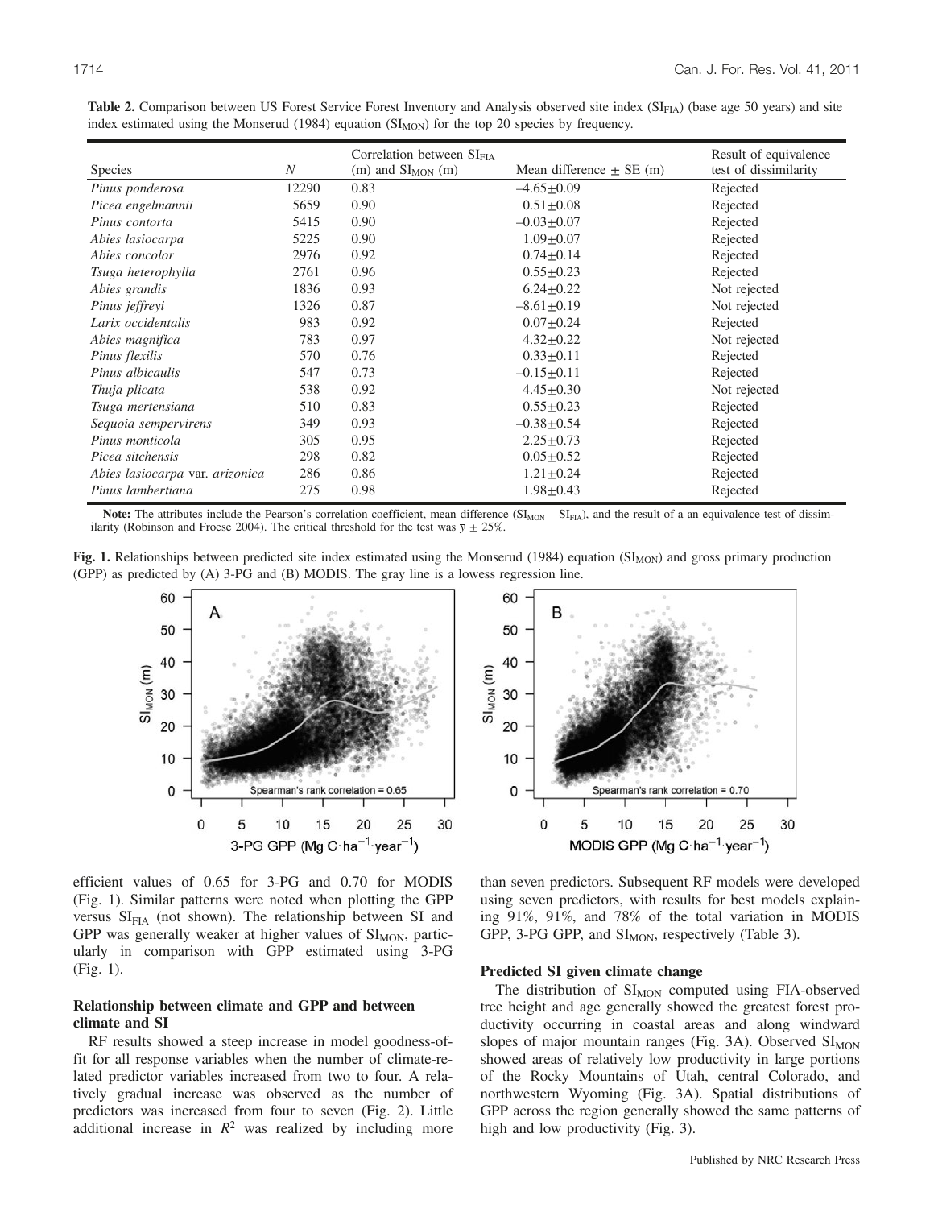**Table 2.** Comparison between US Forest Service Forest Inventory and Analysis observed site index ($SI_{FIA}$) (base age 50 years) and site index estimated using the Monserud (1984) equation ($SI_{MON}$) for the top 20 species by frequency.

| Species | $N$ | Correlation between $SI_{FIA}$ (m) and $SI_{MON}$ (m) | Mean difference ± SE (m) | Result of equivalence test of dissimilarity |
|---|---|---|---|---|
| *Pinus ponderosa* | 12290 | 0.83 | –4.65±0.09 | Rejected |
| *Picea engelmannii* | 5659 | 0.90 | 0.51±0.08 | Rejected |
| *Pinus contorta* | 5415 | 0.90 | –0.03±0.07 | Rejected |
| *Abies lasiocarpa* | 5225 | 0.90 | 1.09±0.07 | Rejected |
| *Abies concolor* | 2976 | 0.92 | 0.74±0.14 | Rejected |
| *Tsuga heterophylla* | 2761 | 0.96 | 0.55±0.23 | Rejected |
| *Abies grandis* | 1836 | 0.93 | 6.24±0.22 | Not rejected |
| *Pinus jeffreyi* | 1326 | 0.87 | –8.61±0.19 | Not rejected |
| *Larix occidentalis* | 983 | 0.92 | 0.07±0.24 | Rejected |
| *Abies magnifica* | 783 | 0.97 | 4.32±0.22 | Not rejected |
| *Pinus flexilis* | 570 | 0.76 | 0.33±0.11 | Rejected |
| *Pinus albicaulis* | 547 | 0.73 | –0.15±0.11 | Rejected |
| *Thuja plicata* | 538 | 0.92 | 4.45±0.30 | Not rejected |
| *Tsuga mertensiana* | 510 | 0.83 | 0.55±0.23 | Rejected |
| *Sequoia sempervirens* | 349 | 0.93 | –0.38±0.54 | Rejected |
| *Pinus monticola* | 305 | 0.95 | 2.25±0.73 | Rejected |
| *Picea sitchensis* | 298 | 0.82 | 0.05±0.52 | Rejected |
| *Abies lasiocarpa* var. *arizonica* | 286 | 0.86 | 1.21±0.24 | Rejected |
| *Pinus lambertiana* | 275 | 0.98 | 1.98±0.43 | Rejected |

**Note:** The attributes include the Pearson's correlation coefficient, mean difference ($SI_{MON}$ – $SI_{FIA}$), and the result of a an equivalence test of dissimilarity (Robinson and Froese 2004). The critical threshold for the test was $\bar{y} \pm 25\%$.

**Fig. 1.** Relationships between predicted site index estimated using the Monserud (1984) equation ($SI_{MON}$) and gross primary production (GPP) as predicted by (A) 3-PG and (B) MODIS. The gray line is a lowess regression line.

efficient values of 0.65 for 3-PG and 0.70 for MODIS (Fig. 1). Similar patterns were noted when plotting the GPP versus $SI_{FIA}$ (not shown). The relationship between SI and GPP was generally weaker at higher values of $SI_{MON}$, particularly in comparison with GPP estimated using 3-PG (Fig. 1).

### Relationship between climate and GPP and between climate and SI

RF results showed a steep increase in model goodness-of-fit for all response variables when the number of climate-related predictor variables increased from two to four. A relatively gradual increase was observed as the number of predictors was increased from four to seven (Fig. 2). Little additional increase in $R^2$ was realized by including more than seven predictors. Subsequent RF models were developed using seven predictors, with results for best models explaining 91%, 91%, and 78% of the total variation in MODIS GPP, 3-PG GPP, and $SI_{MON}$, respectively (Table 3).

### Predicted SI given climate change

The distribution of $SI_{MON}$ computed using FIA-observed tree height and age generally showed the greatest forest productivity occurring in coastal areas and along windward slopes of major mountain ranges (Fig. 3A). Observed $SI_{MON}$ showed areas of relatively low productivity in large portions of the Rocky Mountains of Utah, central Colorado, and northwestern Wyoming (Fig. 3A). Spatial distributions of GPP across the region generally showed the same patterns of high and low productivity (Fig. 3).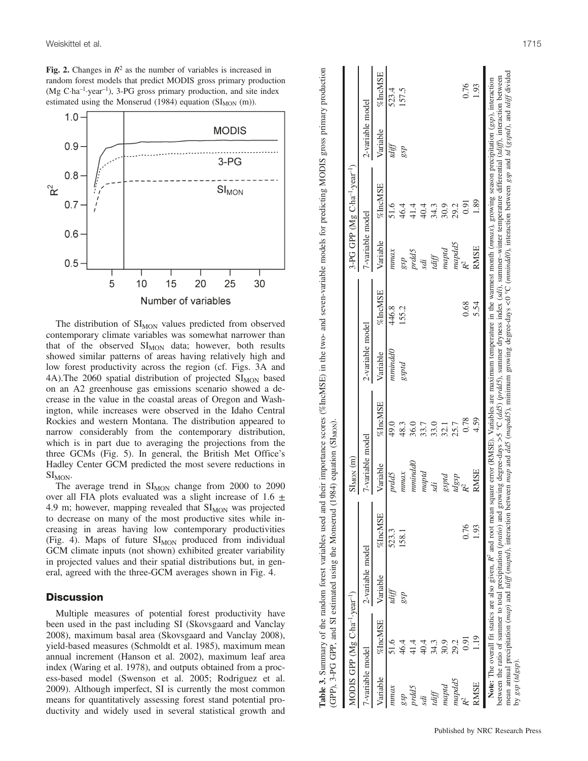**Fig. 2.** Changes in $R^2$ as the number of variables is increased in random forest models that predict MODIS gross primary production (Mg C·ha$^{-1}$·year$^{-1}$), 3-PG gross primary production, and site index estimated using the Monserud (1984) equation ($SI_{MON}$ (m)).

The distribution of $SI_{MON}$ values predicted from observed contemporary climate variables was somewhat narrower than that of the observed $SI_{MON}$ data; however, both results showed similar patterns of areas having relatively high and low forest productivity across the region (cf. Figs. 3A and 4A).The 2060 spatial distribution of projected $SI_{MON}$ based on an A2 greenhouse gas emissions scenario showed a decrease in the value in the coastal areas of Oregon and Washington, while increases were observed in the Idaho Central Rockies and western Montana. The distribution appeared to narrow considerably from the contemporary distribution, which is in part due to averaging the projections from the three GCMs (Fig. 5). In general, the British Met Office's Hadley Center GCM predicted the most severe reductions in $SI_{MON}$.

The average trend in $SI_{MON}$ change from 2000 to 2090 over all FIA plots evaluated was a slight increase of 1.6 ± 4.9 m; however, mapping revealed that $SI_{MON}$ was projected to decrease on many of the most productive sites while increasing in areas having low contemporary productivities (Fig. 4). Maps of future $SI_{MON}$ produced from individual GCM climate inputs (not shown) exhibited greater variability in projected values and their spatial distributions but, in general, agreed with the three-GCM averages shown in Fig. 4.

## Discussion

Multiple measures of potential forest productivity have been used in the past including SI (Skovsgaard and Vanclay 2008), maximum basal area (Skovsgaard and Vanclay 2008), yield-based measures (Schmoldt et al. 1985), maximum mean annual increment (Hanson et al. 2002), maximum leaf area index (Waring et al. 1978), and outputs obtained from a process-based model (Swenson et al. 2005; Rodriguez et al. 2009). Although imperfect, SI is currently the most common means for quantitatively assessing forest stand potential productivity and widely used in several statistical growth and

**Table 3.** Summary of the random forest variables used and their importance scores (%IncMSE) in the two- and seven-variable models for predicting MODIS gross primary production (GPP), 3-PG GPP, and SI estimated using the Monserud (1984) equation ($SI_{MON}$).

| MODIS GPP (Mg C·ha$^{-1}$·year$^{-1}$) | | | | $SI_{MON}$ (m) | | | | 3-PG GPP (Mg C·ha$^{-1}$·year$^{-1}$) | | | |
|---|---|---|---|---|---|---|---|---|---|---|---|
| 7-variable model | | 2-variable model | | 7-variable model | | 2-variable model | | 7-variable model | | 2-variable model | |
| Variable | %IncMSE | Variable | %IncMSE | Variable | %IncMSE | Variable | %IncMSE | Variable | %IncMSE | Variable | %IncMSE |
| *mmax* | 51.6 | *tdiff* | 523.3 | *prdd5* | 49.0 | *mmindd0* | 446.8 | *mmax* | 51.6 | *tdiff* | 523.4 |
| *gsp* | 46.4 | *gsp* | 158.1 | *mmax* | 48.3 | *gsptd* | 155.2 | *gsp* | 46.4 | *gsp* | 157.5 |
| *prdd5* | 41.4 | | | *mmindd0* | 36.0 | | | *prdd5* | 41.4 | | |
| *sdi* | 40.4 | | | *maptd* | 33.7 | | | *sdi* | 40.4 | | |
| *tdiff* | 34.3 | | | *sdi* | 33.0 | | | *tdiff* | 34.3 | | |
| *maptd* | 30.9 | | | *gsptd* | 32.1 | | | *maptd* | 30.9 | | |
| *mapdd5* | 29.2 | | | *tdgsp* | 25.7 | | | *mapdd5* | 29.2 | | |
| $R^2$ | 0.91 | | 0.76 | $R^2$ | 0.78 | | 0.68 | $R^2$ | 0.91 | | 0.76 |
| RMSE | 1.19 | | 1.93 | RMSE | 4.59 | | 5.54 | RMSE | 1.89 | | 1.93 |

**Note:** The overall fit statics are also given, $R^2$ and root mean square error (RMSE). Variables are maximum temperature in the warmest month (*mmax*), growing season precipitation (*gsp*), interaction between the ratio of summer to total precipitation (*pratio*) and growing degree-days >5 °C (*dd5*) (*prdd5*), summer dryness index (*sdi*), summer–winter temperature differential (*tdiff*), interaction between mean annual precipitation (*map*) and *tdiff* (*maptd*), interaction between *map* and *dd5* (*mapdd5*), minimum growing degree-days <0 °C (*mmindd0*), interaction between *gsp* and *td* (*gsptd*), and *tdiff* divided by *gsp* (*tdgsp*).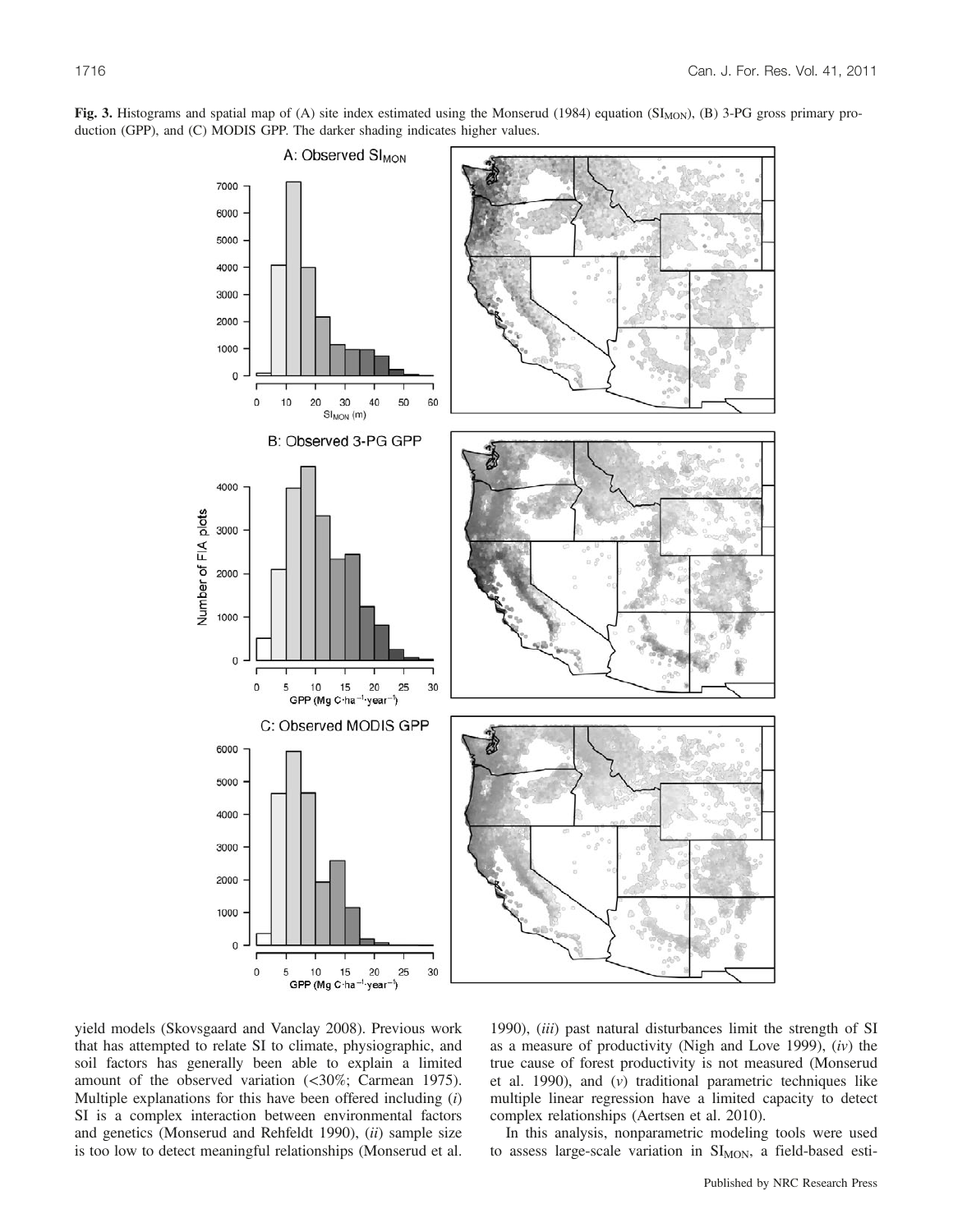**Fig. 3.** Histograms and spatial map of (A) site index estimated using the Monserud (1984) equation ($SI_{MON}$), (B) 3-PG gross primary production (GPP), and (C) MODIS GPP. The darker shading indicates higher values.

yield models (Skovsgaard and Vanclay 2008). Previous work that has attempted to relate SI to climate, physiographic, and soil factors has generally been able to explain a limited amount of the observed variation (<30%; Carmean 1975). Multiple explanations for this have been offered including (*i*) SI is a complex interaction between environmental factors and genetics (Monserud and Rehfeldt 1990), (*ii*) sample size is too low to detect meaningful relationships (Monserud et al. 1990), (*iii*) past natural disturbances limit the strength of SI as a measure of productivity (Nigh and Love 1999), (*iv*) the true cause of forest productivity is not measured (Monserud et al. 1990), and (*v*) traditional parametric techniques like multiple linear regression have a limited capacity to detect complex relationships (Aertsen et al. 2010).

In this analysis, nonparametric modeling tools were used to assess large-scale variation in $SI_{MON}$, a field-based esti-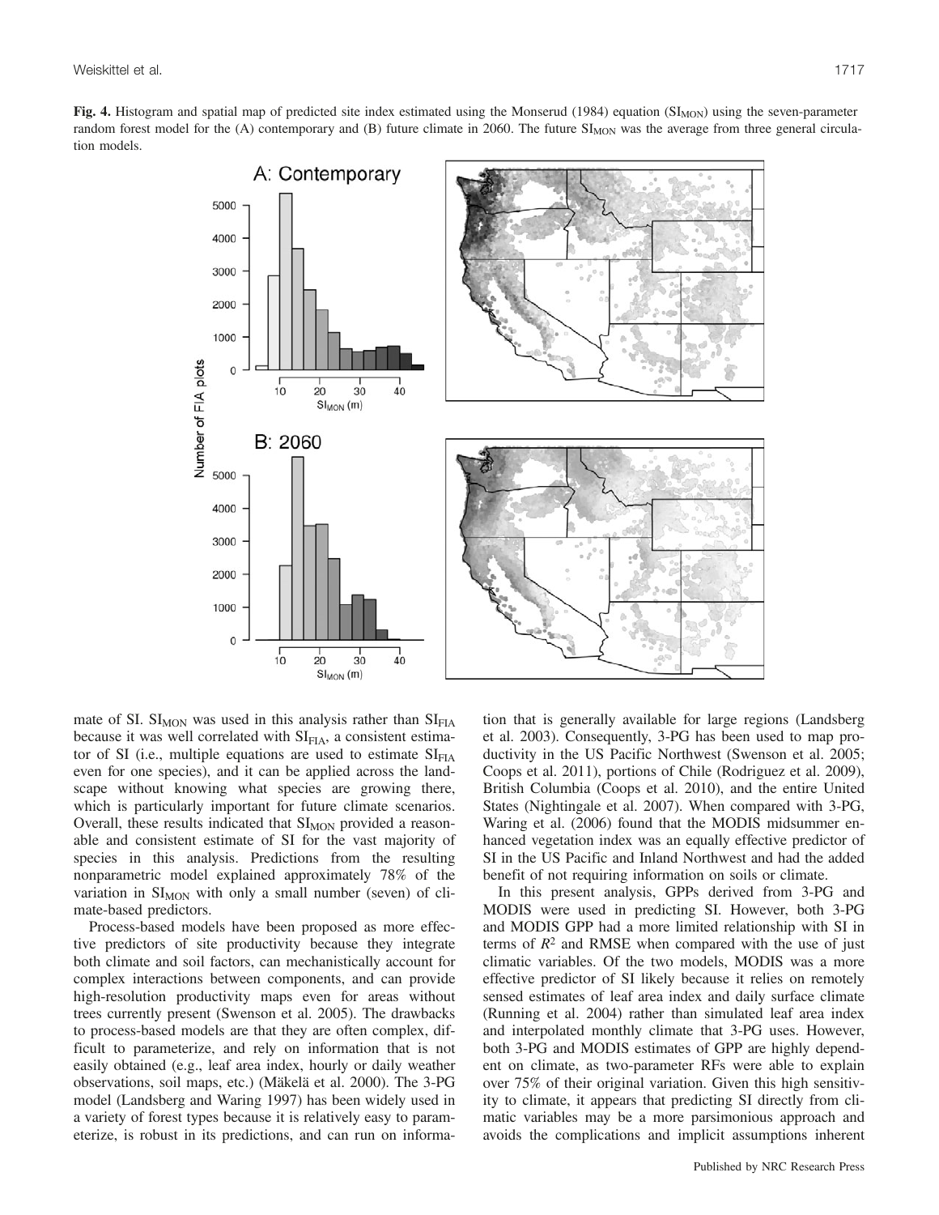**Fig. 4.** Histogram and spatial map of predicted site index estimated using the Monserud (1984) equation ($SI_{MON}$) using the seven-parameter random forest model for the (A) contemporary and (B) future climate in 2060. The future $SI_{MON}$ was the average from three general circulation models.

mate of SI. $SI_{MON}$ was used in this analysis rather than $SI_{FIA}$ because it was well correlated with $SI_{FIA}$, a consistent estimator of SI (i.e., multiple equations are used to estimate $SI_{FIA}$ even for one species), and it can be applied across the landscape without knowing what species are growing there, which is particularly important for future climate scenarios. Overall, these results indicated that $SI_{MON}$ provided a reasonable and consistent estimate of SI for the vast majority of species in this analysis. Predictions from the resulting nonparametric model explained approximately 78% of the variation in $SI_{MON}$ with only a small number (seven) of climate-based predictors.

Process-based models have been proposed as more effective predictors of site productivity because they integrate both climate and soil factors, can mechanistically account for complex interactions between components, and can provide high-resolution productivity maps even for areas without trees currently present (Swenson et al. 2005). The drawbacks to process-based models are that they are often complex, difficult to parameterize, and rely on information that is not easily obtained (e.g., leaf area index, hourly or daily weather observations, soil maps, etc.) (Mäkelä et al. 2000). The 3-PG model (Landsberg and Waring 1997) has been widely used in a variety of forest types because it is relatively easy to parameterize, is robust in its predictions, and can run on information that is generally available for large regions (Landsberg et al. 2003). Consequently, 3-PG has been used to map productivity in the US Pacific Northwest (Swenson et al. 2005; Coops et al. 2011), portions of Chile (Rodriguez et al. 2009), British Columbia (Coops et al. 2010), and the entire United States (Nightingale et al. 2007). When compared with 3-PG, Waring et al. (2006) found that the MODIS midsummer enhanced vegetation index was an equally effective predictor of SI in the US Pacific and Inland Northwest and had the added benefit of not requiring information on soils or climate.

In this present analysis, GPPs derived from 3-PG and MODIS were used in predicting SI. However, both 3-PG and MODIS GPP had a more limited relationship with SI in terms of $R^2$ and RMSE when compared with the use of just climatic variables. Of the two models, MODIS was a more effective predictor of SI likely because it relies on remotely sensed estimates of leaf area index and daily surface climate (Running et al. 2004) rather than simulated leaf area index and interpolated monthly climate that 3-PG uses. However, both 3-PG and MODIS estimates of GPP are highly dependent on climate, as two-parameter RFs were able to explain over 75% of their original variation. Given this high sensitivity to climate, it appears that predicting SI directly from climatic variables may be a more parsimonious approach and avoids the complications and implicit assumptions inherent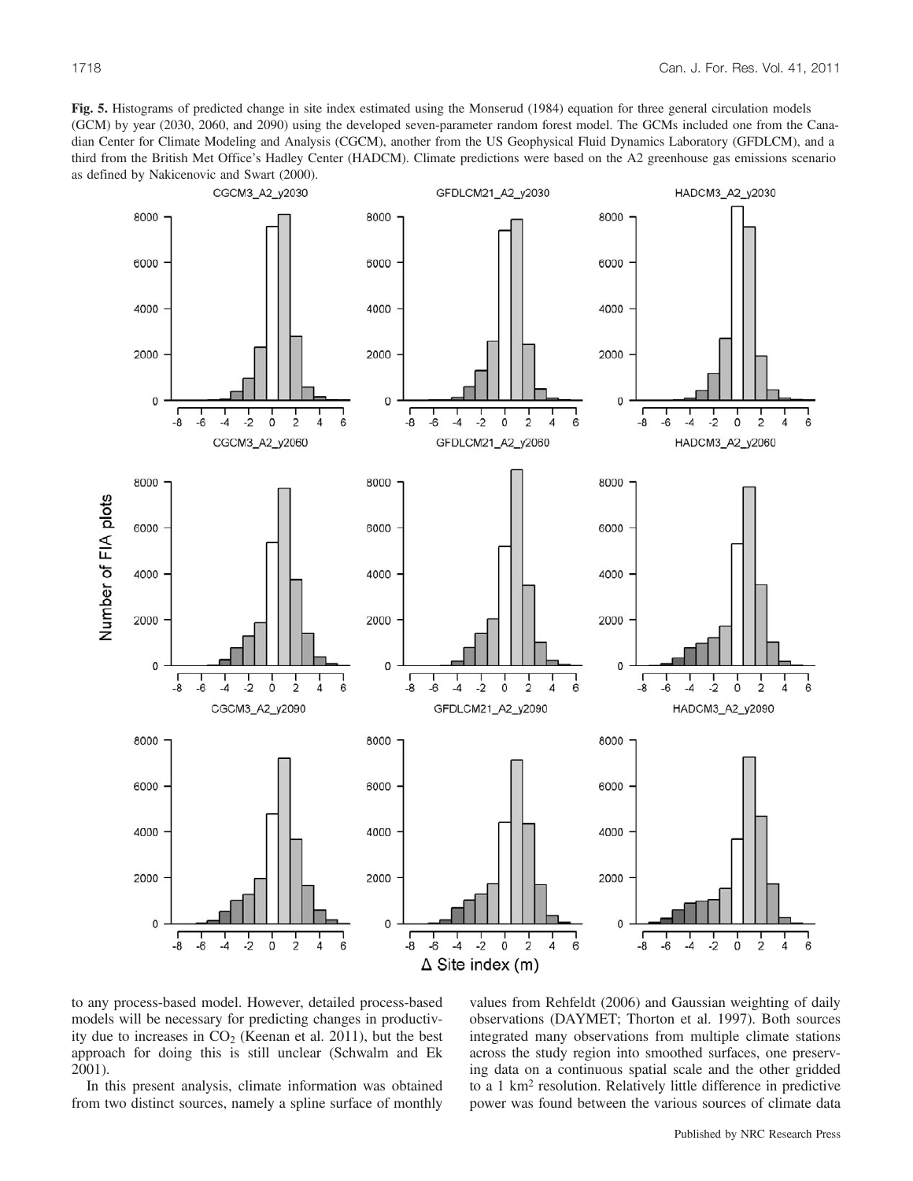**Fig. 5.** Histograms of predicted change in site index estimated using the Monserud (1984) equation for three general circulation models (GCM) by year (2030, 2060, and 2090) using the developed seven-parameter random forest model. The GCMs included one from the Canadian Center for Climate Modeling and Analysis (CGCM), another from the US Geophysical Fluid Dynamics Laboratory (GFDLCM), and a third from the British Met Office's Hadley Center (HADCM). Climate predictions were based on the A2 greenhouse gas emissions scenario as defined by Nakicenovic and Swart (2000).

to any process-based model. However, detailed process-based models will be necessary for predicting changes in productivity due to increases in $CO_2$ (Keenan et al. 2011), but the best approach for doing this is still unclear (Schwalm and Ek 2001).

In this present analysis, climate information was obtained from two distinct sources, namely a spline surface of monthly values from Rehfeldt (2006) and Gaussian weighting of daily observations (DAYMET; Thorton et al. 1997). Both sources integrated many observations from multiple climate stations across the study region into smoothed surfaces, one preserving data on a continuous spatial scale and the other gridded to a 1 km$^2$ resolution. Relatively little difference in predictive power was found between the various sources of climate data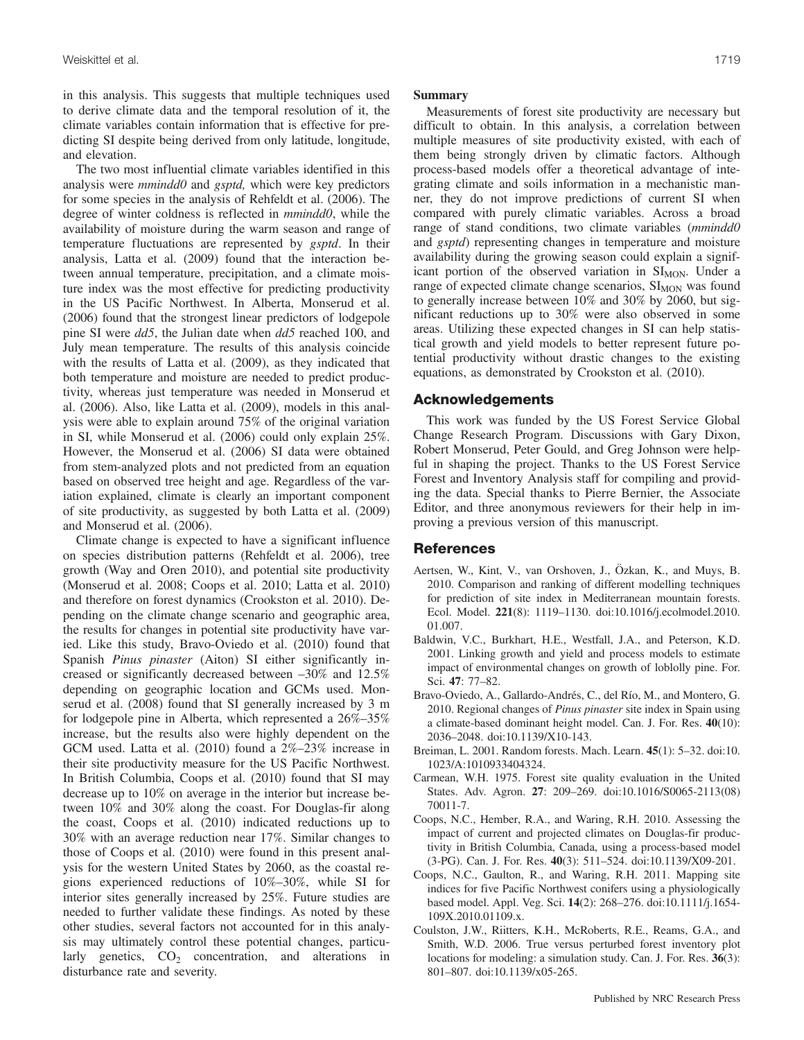in this analysis. This suggests that multiple techniques used to derive climate data and the temporal resolution of it, the climate variables contain information that is effective for predicting SI despite being derived from only latitude, longitude, and elevation.

The two most influential climate variables identified in this analysis were *mmindd0* and *gsptd,* which were key predictors for some species in the analysis of Rehfeldt et al. (2006). The degree of winter coldness is reflected in *mmindd0*, while the availability of moisture during the warm season and range of temperature fluctuations are represented by *gsptd*. In their analysis, Latta et al. (2009) found that the interaction between annual temperature, precipitation, and a climate moisture index was the most effective for predicting productivity in the US Pacific Northwest. In Alberta, Monserud et al. (2006) found that the strongest linear predictors of lodgepole pine SI were *dd5*, the Julian date when *dd5* reached 100, and July mean temperature. The results of this analysis coincide with the results of Latta et al. (2009), as they indicated that both temperature and moisture are needed to predict productivity, whereas just temperature was needed in Monserud et al. (2006). Also, like Latta et al. (2009), models in this analysis were able to explain around 75% of the original variation in SI, while Monserud et al. (2006) could only explain 25%. However, the Monserud et al. (2006) SI data were obtained from stem-analyzed plots and not predicted from an equation based on observed tree height and age. Regardless of the variation explained, climate is clearly an important component of site productivity, as suggested by both Latta et al. (2009) and Monserud et al. (2006).

Climate change is expected to have a significant influence on species distribution patterns (Rehfeldt et al. 2006), tree growth (Way and Oren 2010), and potential site productivity (Monserud et al. 2008; Coops et al. 2010; Latta et al. 2010) and therefore on forest dynamics (Crookston et al. 2010). Depending on the climate change scenario and geographic area, the results for changes in potential site productivity have varied. Like this study, Bravo-Oviedo et al. (2010) found that Spanish *Pinus pinaster* (Aiton) SI either significantly increased or significantly decreased between –30% and 12.5% depending on geographic location and GCMs used. Monserud et al. (2008) found that SI generally increased by 3 m for lodgepole pine in Alberta, which represented a 26%–35% increase, but the results also were highly dependent on the GCM used. Latta et al. (2010) found a 2%–23% increase in their site productivity measure for the US Pacific Northwest. In British Columbia, Coops et al. (2010) found that SI may decrease up to 10% on average in the interior but increase between 10% and 30% along the coast. For Douglas-fir along the coast, Coops et al. (2010) indicated reductions up to 30% with an average reduction near 17%. Similar changes to those of Coops et al. (2010) were found in this present analysis for the western United States by 2060, as the coastal regions experienced reductions of 10%–30%, while SI for interior sites generally increased by 25%. Future studies are needed to further validate these findings. As noted by these other studies, several factors not accounted for in this analysis may ultimately control these potential changes, particularly genetics, $CO_2$ concentration, and alterations in disturbance rate and severity.

## Summary

Measurements of forest site productivity are necessary but difficult to obtain. In this analysis, a correlation between multiple measures of site productivity existed, with each of them being strongly driven by climatic factors. Although process-based models offer a theoretical advantage of integrating climate and soils information in a mechanistic manner, they do not improve predictions of current SI when compared with purely climatic variables. Across a broad range of stand conditions, two climate variables (*mmindd0* and *gsptd*) representing changes in temperature and moisture availability during the growing season could explain a significant portion of the observed variation in $SI_{MON}$. Under a range of expected climate change scenarios, $SI_{MON}$ was found to generally increase between 10% and 30% by 2060, but significant reductions up to 30% were also observed in some areas. Utilizing these expected changes in SI can help statistical growth and yield models to better represent future potential productivity without drastic changes to the existing equations, as demonstrated by Crookston et al. (2010).

## Acknowledgements

This work was funded by the US Forest Service Global Change Research Program. Discussions with Gary Dixon, Robert Monserud, Peter Gould, and Greg Johnson were helpful in shaping the project. Thanks to the US Forest Service Forest and Inventory Analysis staff for compiling and providing the data. Special thanks to Pierre Bernier, the Associate Editor, and three anonymous reviewers for their help in improving a previous version of this manuscript.

## References

- Aertsen, W., Kint, V., van Orshoven, J., Özkan, K., and Muys, B. 2010. Comparison and ranking of different modelling techniques for prediction of site index in Mediterranean mountain forests. Ecol. Model. **221**(8): 1119–1130. doi:10.1016/j.ecolmodel.2010.01.007.
- Baldwin, V.C., Burkhart, H.E., Westfall, J.A., and Peterson, K.D. 2001. Linking growth and yield and process models to estimate impact of environmental changes on growth of loblolly pine. For. Sci. **47**: 77–82.
- Bravo-Oviedo, A., Gallardo-Andrés, C., del Río, M., and Montero, G. 2010. Regional changes of *Pinus pinaster* site index in Spain using a climate-based dominant height model. Can. J. For. Res. **40**(10): 2036–2048. doi:10.1139/X10-143.
- Breiman, L. 2001. Random forests. Mach. Learn. **45**(1): 5–32. doi:10.1023/A:1010933404324.
- Carmean, W.H. 1975. Forest site quality evaluation in the United States. Adv. Agron. **27**: 209–269. doi:10.1016/S0065-2113(08)70011-7.
- Coops, N.C., Hember, R.A., and Waring, R.H. 2010. Assessing the impact of current and projected climates on Douglas-fir productivity in British Columbia, Canada, using a process-based model (3-PG). Can. J. For. Res. **40**(3): 511–524. doi:10.1139/X09-201.
- Coops, N.C., Gaulton, R., and Waring, R.H. 2011. Mapping site indices for five Pacific Northwest conifers using a physiologically based model. Appl. Veg. Sci. **14**(2): 268–276. doi:10.1111/j.1654-109X.2010.01109.x.
- Coulston, J.W., Riitters, K.H., McRoberts, R.E., Reams, G.A., and Smith, W.D. 2006. True versus perturbed forest inventory plot locations for modeling: a simulation study. Can. J. For. Res. **36**(3): 801–807. doi:10.1139/x05-265.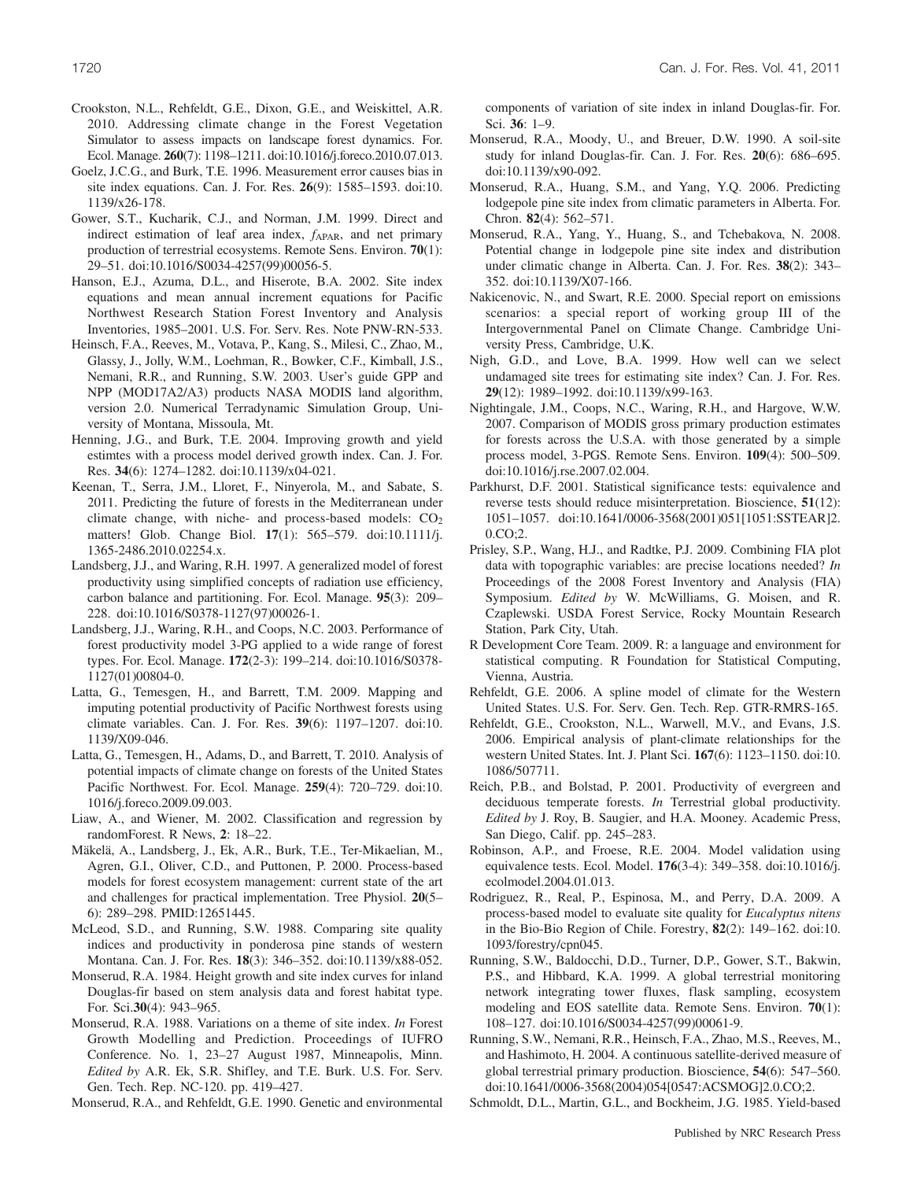Crookston, N.L., Rehfeldt, G.E., Dixon, G.E., and Weiskittel, A.R. 2010. Addressing climate change in the Forest Vegetation Simulator to assess impacts on landscape forest dynamics. For. Ecol. Manage. **260**(7): 1198–1211. doi:10.1016/j.foreco.2010.07.013.

Goelz, J.C.G., and Burk, T.E. 1996. Measurement error causes bias in site index equations. Can. J. For. Res. **26**(9): 1585–1593. doi:10.1139/x26-178.

Gower, S.T., Kucharik, C.J., and Norman, J.M. 1999. Direct and indirect estimation of leaf area index, $f_{APAR}$, and net primary production of terrestrial ecosystems. Remote Sens. Environ. **70**(1): 29–51. doi:10.1016/S0034-4257(99)00056-5.

Hanson, E.J., Azuma, D.L., and Hiserote, B.A. 2002. Site index equations and mean annual increment equations for Pacific Northwest Research Station Forest Inventory and Analysis Inventories, 1985–2001. U.S. For. Serv. Res. Note PNW-RN-533.

Heinsch, F.A., Reeves, M., Votava, P., Kang, S., Milesi, C., Zhao, M., Glassy, J., Jolly, W.M., Loehman, R., Bowker, C.F., Kimball, J.S., Nemani, R.R., and Running, S.W. 2003. User's guide GPP and NPP (MOD17A2/A3) products NASA MODIS land algorithm, version 2.0. Numerical Terradynamic Simulation Group, University of Montana, Missoula, Mt.

Henning, J.G., and Burk, T.E. 2004. Improving growth and yield estimtes with a process model derived growth index. Can. J. For. Res. **34**(6): 1274–1282. doi:10.1139/x04-021.

Keenan, T., Serra, J.M., Lloret, F., Ninyerola, M., and Sabate, S. 2011. Predicting the future of forests in the Mediterranean under climate change, with niche- and process-based models: $CO_2$ matters! Glob. Change Biol. **17**(1): 565–579. doi:10.1111/j.1365-2486.2010.02254.x.

Landsberg, J.J., and Waring, R.H. 1997. A generalized model of forest productivity using simplified concepts of radiation use efficiency, carbon balance and partitioning. For. Ecol. Manage. **95**(3): 209–228. doi:10.1016/S0378-1127(97)00026-1.

Landsberg, J.J., Waring, R.H., and Coops, N.C. 2003. Performance of forest productivity model 3-PG applied to a wide range of forest types. For. Ecol. Manage. **172**(2-3): 199–214. doi:10.1016/S0378-1127(01)00804-0.

Latta, G., Temesgen, H., and Barrett, T.M. 2009. Mapping and imputing potential productivity of Pacific Northwest forests using climate variables. Can. J. For. Res. **39**(6): 1197–1207. doi:10.1139/X09-046.

Latta, G., Temesgen, H., Adams, D., and Barrett, T. 2010. Analysis of potential impacts of climate change on forests of the United States Pacific Northwest. For. Ecol. Manage. **259**(4): 720–729. doi:10.1016/j.foreco.2009.09.003.

Liaw, A., and Wiener, M. 2002. Classification and regression by randomForest. R News, **2**: 18–22.

Mäkelä, A., Landsberg, J., Ek, A.R., Burk, T.E., Ter-Mikaelian, M., Agren, G.I., Oliver, C.D., and Puttonen, P. 2000. Process-based models for forest ecosystem management: current state of the art and challenges for practical implementation. Tree Physiol. **20**(5–6): 289–298. PMID:12651445.

McLeod, S.D., and Running, S.W. 1988. Comparing site quality indices and productivity in ponderosa pine stands of western Montana. Can. J. For. Res. **18**(3): 346–352. doi:10.1139/x88-052.

Monserud, R.A. 1984. Height growth and site index curves for inland Douglas-fir based on stem analysis data and forest habitat type. For. Sci.**30**(4): 943–965.

Monserud, R.A. 1988. Variations on a theme of site index. *In* Forest Growth Modelling and Prediction. Proceedings of IUFRO Conference. No. 1, 23–27 August 1987, Minneapolis, Minn. *Edited by* A.R. Ek, S.R. Shifley, and T.E. Burk. U.S. For. Serv. Gen. Tech. Rep. NC-120. pp. 419–427.

Monserud, R.A., and Rehfeldt, G.E. 1990. Genetic and environmental components of variation of site index in inland Douglas-fir. For. Sci. **36**: 1–9.

Monserud, R.A., Moody, U., and Breuer, D.W. 1990. A soil-site study for inland Douglas-fir. Can. J. For. Res. **20**(6): 686–695. doi:10.1139/x90-092.

Monserud, R.A., Huang, S.M., and Yang, Y.Q. 2006. Predicting lodgepole pine site index from climatic parameters in Alberta. For. Chron. **82**(4): 562–571.

Monserud, R.A., Yang, Y., Huang, S., and Tchebakova, N. 2008. Potential change in lodgepole pine site index and distribution under climatic change in Alberta. Can. J. For. Res. **38**(2): 343–352. doi:10.1139/X07-166.

Nakicenovic, N., and Swart, R.E. 2000. Special report on emissions scenarios: a special report of working group III of the Intergovernmental Panel on Climate Change. Cambridge University Press, Cambridge, U.K.

Nigh, G.D., and Love, B.A. 1999. How well can we select undamaged site trees for estimating site index? Can. J. For. Res. **29**(12): 1989–1992. doi:10.1139/x99-163.

Nightingale, J.M., Coops, N.C., Waring, R.H., and Hargove, W.W. 2007. Comparison of MODIS gross primary production estimates for forests across the U.S.A. with those generated by a simple process model, 3-PGS. Remote Sens. Environ. **109**(4): 500–509. doi:10.1016/j.rse.2007.02.004.

Parkhurst, D.F. 2001. Statistical significance tests: equivalence and reverse tests should reduce misinterpretation. Bioscience, **51**(12): 1051–1057. doi:10.1641/0006-3568(2001)051[1051:SSTEAR]2.0.CO;2.

Prisley, S.P., Wang, H.J., and Radtke, P.J. 2009. Combining FIA plot data with topographic variables: are precise locations needed? *In* Proceedings of the 2008 Forest Inventory and Analysis (FIA) Symposium. *Edited by* W. McWilliams, G. Moisen, and R. Czaplewski. USDA Forest Service, Rocky Mountain Research Station, Park City, Utah.

R Development Core Team. 2009. R: a language and environment for statistical computing. R Foundation for Statistical Computing, Vienna, Austria.

Rehfeldt, G.E. 2006. A spline model of climate for the Western United States. U.S. For. Serv. Gen. Tech. Rep. GTR-RMRS-165.

Rehfeldt, G.E., Crookston, N.L., Warwell, M.V., and Evans, J.S. 2006. Empirical analysis of plant-climate relationships for the western United States. Int. J. Plant Sci. **167**(6): 1123–1150. doi:10.1086/507711.

Reich, P.B., and Bolstad, P. 2001. Productivity of evergreen and deciduous temperate forests. *In* Terrestrial global productivity. *Edited by* J. Roy, B. Saugier, and H.A. Mooney. Academic Press, San Diego, Calif. pp. 245–283.

Robinson, A.P., and Froese, R.E. 2004. Model validation using equivalence tests. Ecol. Model. **176**(3-4): 349–358. doi:10.1016/j.ecolmodel.2004.01.013.

Rodriguez, R., Real, P., Espinosa, M., and Perry, D.A. 2009. A process-based model to evaluate site quality for *Eucalyptus nitens* in the Bio-Bio Region of Chile. Forestry, **82**(2): 149–162. doi:10.1093/forestry/cpn045.

Running, S.W., Baldocchi, D.D., Turner, D.P., Gower, S.T., Bakwin, P.S., and Hibbard, K.A. 1999. A global terrestrial monitoring network integrating tower fluxes, flask sampling, ecosystem modeling and EOS satellite data. Remote Sens. Environ. **70**(1): 108–127. doi:10.1016/S0034-4257(99)00061-9.

Running, S.W., Nemani, R.R., Heinsch, F.A., Zhao, M.S., Reeves, M., and Hashimoto, H. 2004. A continuous satellite-derived measure of global terrestrial primary production. Bioscience, **54**(6): 547–560. doi:10.1641/0006-3568(2004)054[0547:ACSMOG]2.0.CO;2.

Schmoldt, D.L., Martin, G.L., and Bockheim, J.G. 1985. Yield-based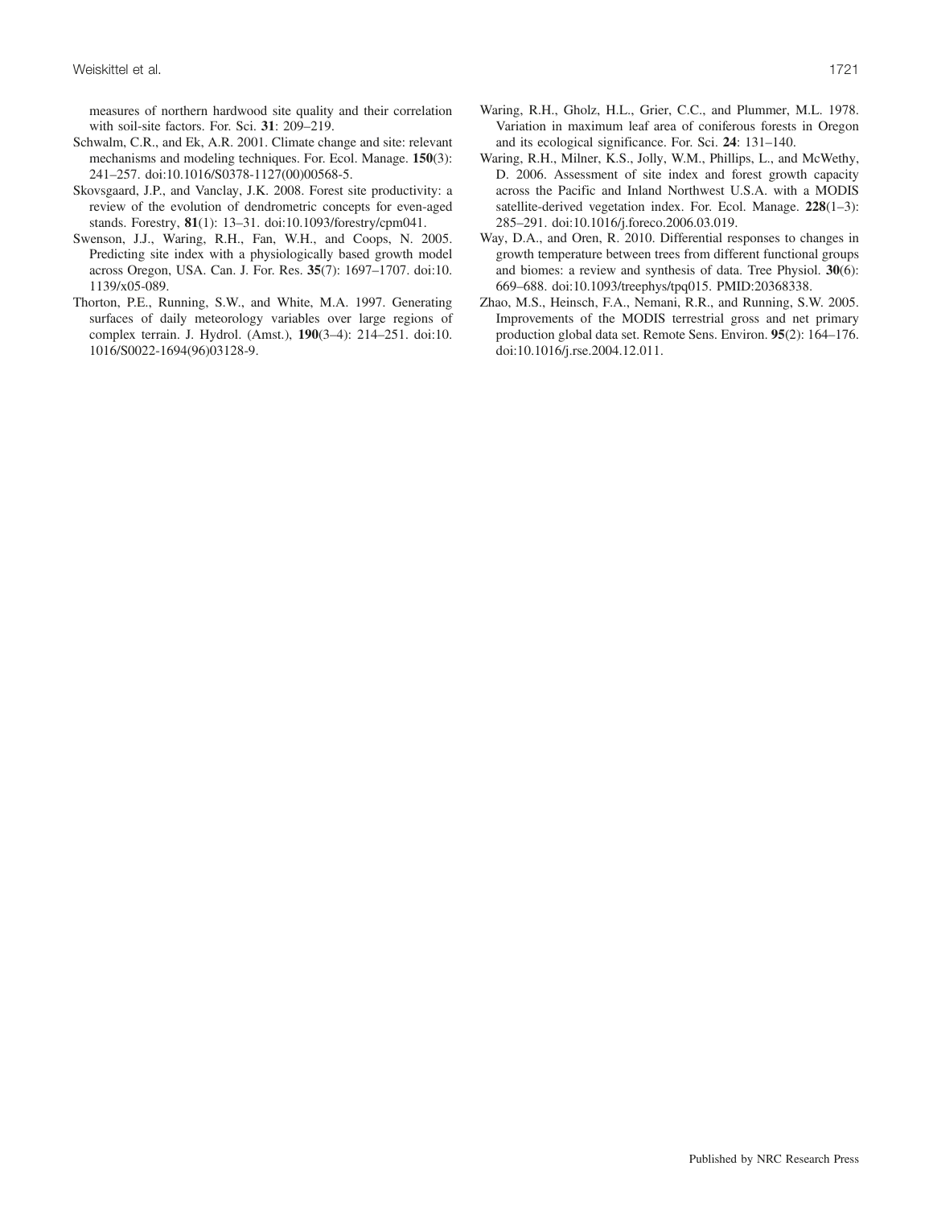measures of northern hardwood site quality and their correlation with soil-site factors. For. Sci. **31**: 209–219.

Schwalm, C.R., and Ek, A.R. 2001. Climate change and site: relevant mechanisms and modeling techniques. For. Ecol. Manage. **150**(3): 241–257. doi:10.1016/S0378-1127(00)00568-5.

Skovsgaard, J.P., and Vanclay, J.K. 2008. Forest site productivity: a review of the evolution of dendrometric concepts for even-aged stands. Forestry, **81**(1): 13–31. doi:10.1093/forestry/cpm041.

Swenson, J.J., Waring, R.H., Fan, W.H., and Coops, N. 2005. Predicting site index with a physiologically based growth model across Oregon, USA. Can. J. For. Res. **35**(7): 1697–1707. doi:10.1139/x05-089.

Thorton, P.E., Running, S.W., and White, M.A. 1997. Generating surfaces of daily meteorology variables over large regions of complex terrain. J. Hydrol. (Amst.), **190**(3–4): 214–251. doi:10.1016/S0022-1694(96)03128-9.

Waring, R.H., Gholz, H.L., Grier, C.C., and Plummer, M.L. 1978. Variation in maximum leaf area of coniferous forests in Oregon and its ecological significance. For. Sci. **24**: 131–140.

Waring, R.H., Milner, K.S., Jolly, W.M., Phillips, L., and McWethy, D. 2006. Assessment of site index and forest growth capacity across the Pacific and Inland Northwest U.S.A. with a MODIS satellite-derived vegetation index. For. Ecol. Manage. **228**(1–3): 285–291. doi:10.1016/j.foreco.2006.03.019.

Way, D.A., and Oren, R. 2010. Differential responses to changes in growth temperature between trees from different functional groups and biomes: a review and synthesis of data. Tree Physiol. **30**(6): 669–688. doi:10.1093/treephys/tpq015. PMID:20368338.

Zhao, M.S., Heinsch, F.A., Nemani, R.R., and Running, S.W. 2005. Improvements of the MODIS terrestrial gross and net primary production global data set. Remote Sens. Environ. **95**(2): 164–176. doi:10.1016/j.rse.2004.12.011.